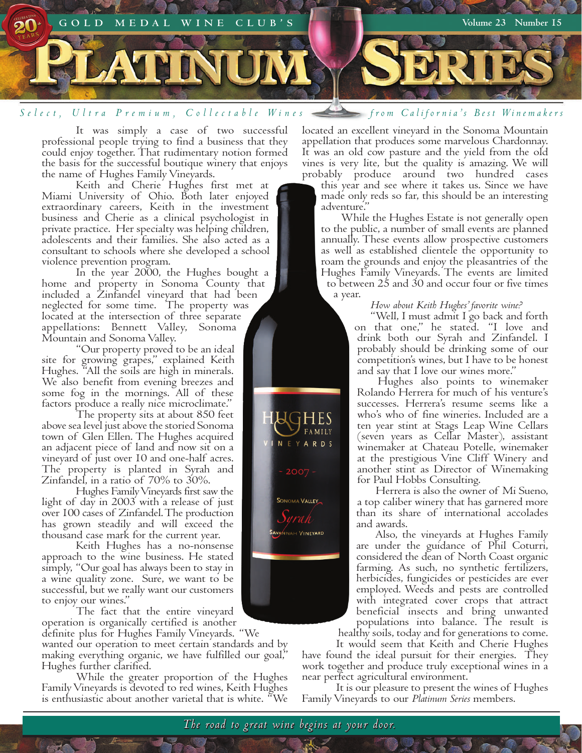# GOLD MEDAL WINE CLUB'S PLATINUM SERIES

*Select, Ultra Premium, Collectable Wines from California's Best Winemakers*

It was simply a case of two successful professional people trying to find a business that they could enjoy together. That rudimentary notion formed the basis for the successful boutique winery that enjoys the name of Hughes Family Vineyards.

Keith and Cherie Hughes first met at Miami University of Ohio. Both later enjoyed extraordinary careers, Keith in the investment business and Cherie as a clinical psychologist in private practice. Her specialty was helping children, adolescents and their families. She also acted as a consultant to schools where she developed a school violence prevention program.

In the year 2000, the Hughes bought a home and property in Sonoma County that included a Zinfandel vineyard that had been neglected for some time. The property was located at the intersection of three separate appellations: Bennett Valley, Sonoma Mountain and Sonoma Valley.

"Our property proved to be an ideal site for growing grapes," explained Keith Hughes. "All the soils are high in minerals. We also benefit from evening breezes and some fog in the mornings. All of these factors produce a really nice microclimate."

The property sits at about 850 feet above sea level just above the storied Sonoma town of Glen Ellen. The Hughes acquired an adjacent piece of land and now sit on a vineyard of just over 10 and one-half acres. The property is planted in Syrah and Zinfandel, in a ratio of 70% to 30%.

Hughes Family Vineyards first saw the light of day in 2003 with a release of just over 100 cases of Zinfandel. The production has grown steadily and will exceed the thousand case mark for the current year.

Keith Hughes has a no-nonsense approach to the wine business. He stated simply, "Our goal has always been to stay in a wine quality zone. Sure, we want to be successful, but we really want our customers to enjoy our wines."

The fact that the entire vineyard operation is organically certified is another definite plus for Hughes Family Vineyards. "We wanted our operation to meet certain standards and by making everything organic, we have fulfilled our goal," Hughes further clarified.

While the greater proportion of the Hughes Family Vineyards is devoted to red wines, Keith Hughes is enthusiastic about another varietal that is white. "We located an excellent vineyard in the Sonoma Mountain appellation that produces some marvelous Chardonnay. It was an old cow pasture and the yield from the old vines is very lite, but the quality is amazing. We will probably produce around two hundred cases this year and see where it takes us. Since we have made only reds so far, this should be an interesting adventure."

While the Hughes Estate is not generally open to the public, a number of small events are planned annually. These events allow prospective customers as well as established clientele the opportunity to roam the grounds and enjoy the pleasantries of the Hughes Family Vineyards. The events are limited to between 25 and 30 and occur four or five times a year.

*How about Keith Hughes' favorite wine?*

"Well, I must admit I go back and forth on that one," he stated. "I love and drink both our Syrah and Zinfandel. I probably should be drinking some of our competition's wines, but I have to be honest and say that I love our wines more."

Hughes also points to winemaker Rolando Herrera for much of his venture's successes. Herrera's resume seems like a who's who of fine wineries. Included are a ten year stint at Stags Leap Wine Cellars (seven years as Cellar Master), assistant winemaker at Chateau Potelle, winemaker at the prestigious Vine Cliff Winery and another stint as Director of Winemaking for Paul Hobbs Consulting.

Herrera is also the owner of Mi Sueno, a top caliber winery that has garnered more than its share of international accolades and awards.

Also, the vineyards at Hughes Family are under the guidance of Phil Coturri, considered the dean of North Coast organic farming. As such, no synthetic fertilizers, herbicides, fungicides or pesticides are ever employed. Weeds and pests are controlled with integrated cover crops that attract beneficial insects and bring unwanted populations into balance. The result is healthy soils, today and for generations to come.

It would seem that Keith and Cherie Hughes have found the ideal pursuit for their energies. They work together and produce truly exceptional wines in a near perfect agricultural environment.

It is our pleasure to present the wines of Hughes Family Vineyards to our *Platinum Series* members.

*The road to great wine begins at your door.*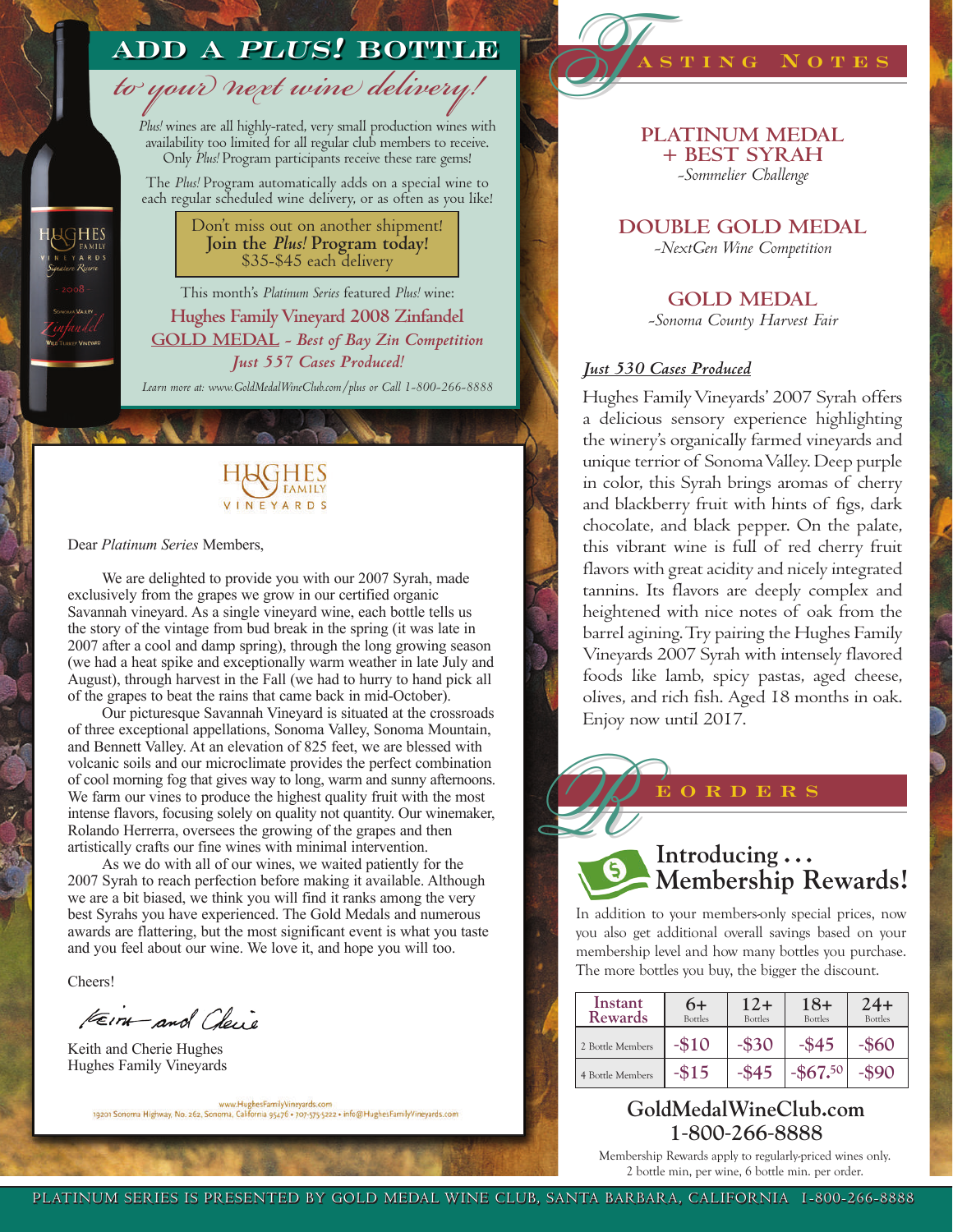## ADD A *PLUS!* BOTTLE

*to your next wine delivery!*

*Plus!* wines are all highly-rated, very small production wines with availability too limited for all regular club members to receive. Only *Plus!* Program participants receive these rare gems!

The *Plus!* Program automatically adds on a special wine to each regular scheduled wine delivery, or as often as you like!

Don't miss out on another shipment!
**Join the *Plus!* Program today!**
$35-$45 each delivery

This month's *Platinum Series* featured *Plus!* wine:

**Hughes Family Vineyard 2008 Zinfandel**
GOLD MEDAL - *Best of Bay Zin Competition*
*Just 557 Cases Produced!*

*Learn more at: www.GoldMedalWineClub.com/plus or Call 1-800-266-8888*

HUGHES FAMILY VINEYARDS

Dear *Platinum Series* Members,

We are delighted to provide you with our 2007 Syrah, made exclusively from the grapes we grow in our certified organic Savannah vineyard. As a single vineyard wine, each bottle tells us the story of the vintage from bud break in the spring (it was late in 2007 after a cool and damp spring), through the long growing season (we had a heat spike and exceptionally warm weather in late July and August), through harvest in the Fall (we had to hurry to hand pick all of the grapes to beat the rains that came back in mid-October).

Our picturesque Savannah Vineyard is situated at the crossroads of three exceptional appellations, Sonoma Valley, Sonoma Mountain, and Bennett Valley. At an elevation of 825 feet, we are blessed with volcanic soils and our microclimate provides the perfect combination of cool morning fog that gives way to long, warm and sunny afternoons. We farm our vines to produce the highest quality fruit with the most intense flavors, focusing solely on quality not quantity. Our winemaker, Rolando Herrerra, oversees the growing of the grapes and then artistically crafts our fine wines with minimal intervention.

As we do with all of our wines, we waited patiently for the 2007 Syrah to reach perfection before making it available. Although we are a bit biased, we think you will find it ranks among the very best Syrahs you have experienced. The Gold Medals and numerous awards are flattering, but the most significant event is what you taste and you feel about our wine. We love it, and hope you will too.

Cheers!

Keith and Cherie Hughes
Hughes Family Vineyards

www.HughesFamilyVineyards.com
19201 Sonoma Highway, No. 262, Sonoma, California 95476 • 707-573-5222 • info@HughesFamilyVineyards.com

## Tasting Notes

**PLATINUM MEDAL + BEST SYRAH**
*-Sommelier Challenge*

**DOUBLE GOLD MEDAL**
*-NextGen Wine Competition*

**GOLD MEDAL**
*-Sonoma County Harvest Fair*

***Just 530 Cases Produced***

Hughes Family Vineyards' 2007 Syrah offers a delicious sensory experience highlighting the winery's organically farmed vineyards and unique terrior of Sonoma Valley. Deep purple in color, this Syrah brings aromas of cherry and blackberry fruit with hints of figs, dark chocolate, and black pepper. On the palate, this vibrant wine is full of red cherry fruit flavors with great acidity and nicely integrated tannins. Its flavors are deeply complex and heightened with nice notes of oak from the barrel aging. Try pairing the Hughes Family Vineyards 2007 Syrah with intensely flavored foods like lamb, spicy pastas, aged cheese, olives, and rich fish. Aged 18 months in oak. Enjoy now until 2017.

## Reorders

### Introducing . . . Membership Rewards!

In addition to your members-only special prices, now you also get additional overall savings based on your membership level and how many bottles you purchase. The more bottles you buy, the bigger the discount.

| Instant Rewards | 6+ Bottles | 12+ Bottles | 18+ Bottles | 24+ Bottles |
|---|---|---|---|---|
| 2 Bottle Members | -$10 | -$30 | -$45 | -$60 |
| 4 Bottle Members | -$15 | -$45 | -$67.50 | -$90 |

**GoldMedalWineClub.com**
**1-800-266-8888**

Membership Rewards apply to regularly-priced wines only.
2 bottle min, per wine, 6 bottle min. per order.

PLATINUM SERIES IS PRESENTED BY GOLD MEDAL WINE CLUB, SANTA BARBARA, CALIFORNIA 1-800-266-8888